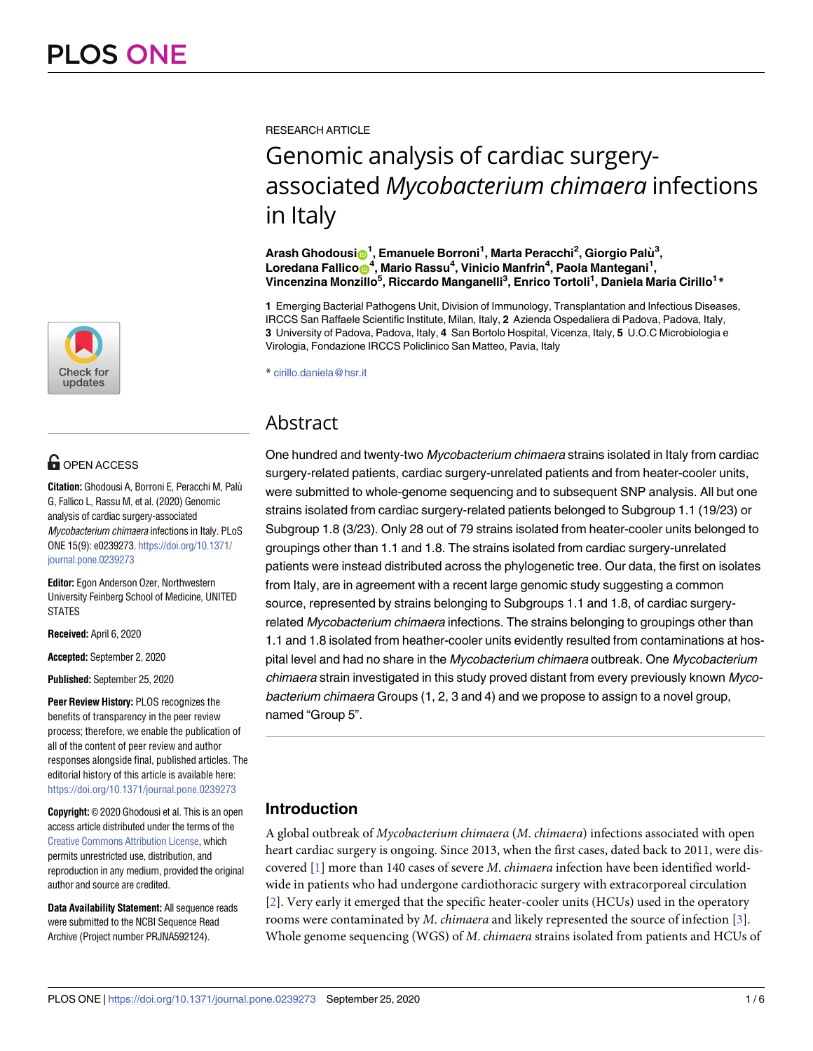RESEARCH ARTICLE

# Genomic analysis of cardiac surgery-associated *Mycobacterium chimaera* infections in Italy

**Arash Ghodousi[1], Emanuele Borroni[1], Marta Peracchi[2], Giorgio Palù[3], Loredana Fallico[4], Mario Rassu[4], Vinicio Manfrin[4], Paola Mantegani[1], Vincenzina Monzillo[5], Riccardo Manganelli[3], Enrico Tortoli[1], Daniela Maria Cirillo[1]***

**1** Emerging Bacterial Pathogens Unit, Division of Immunology, Transplantation and Infectious Diseases, IRCCS San Raffaele Scientific Institute, Milan, Italy, **2** Azienda Ospedaliera di Padova, Padova, Italy, **3** University of Padova, Padova, Italy, **4** San Bortolo Hospital, Vicenza, Italy, **5** U.O.C Microbiologia e Virologia, Fondazione IRCCS Policlinico San Matteo, Pavia, Italy

* cirillo.daniela@hsr.it

OPEN ACCESS

**Citation:** Ghodousi A, Borroni E, Peracchi M, Palù G, Fallico L, Rassu M, et al. (2020) Genomic analysis of cardiac surgery-associated *Mycobacterium chimaera* infections in Italy. PLoS ONE 15(9): e0239273. https://doi.org/10.1371/journal.pone.0239273

**Editor:** Egon Anderson Ozer, Northwestern University Feinberg School of Medicine, UNITED STATES

**Received:** April 6, 2020

**Accepted:** September 2, 2020

**Published:** September 25, 2020

**Peer Review History:** PLOS recognizes the benefits of transparency in the peer review process; therefore, we enable the publication of all of the content of peer review and author responses alongside final, published articles. The editorial history of this article is available here: https://doi.org/10.1371/journal.pone.0239273

**Copyright:** © 2020 Ghodousi et al. This is an open access article distributed under the terms of the Creative Commons Attribution License, which permits unrestricted use, distribution, and reproduction in any medium, provided the original author and source are credited.

**Data Availability Statement:** All sequence reads were submitted to the NCBI Sequence Read Archive (Project number PRJNA592124).

## Abstract

One hundred and twenty-two *Mycobacterium chimaera* strains isolated in Italy from cardiac surgery-related patients, cardiac surgery-unrelated patients and from heater-cooler units, were submitted to whole-genome sequencing and to subsequent SNP analysis. All but one strains isolated from cardiac surgery-related patients belonged to Subgroup 1.1 (19/23) or Subgroup 1.8 (3/23). Only 28 out of 79 strains isolated from heater-cooler units belonged to groupings other than 1.1 and 1.8. The strains isolated from cardiac surgery-unrelated patients were instead distributed across the phylogenetic tree. Our data, the first on isolates from Italy, are in agreement with a recent large genomic study suggesting a common source, represented by strains belonging to Subgroups 1.1 and 1.8, of cardiac surgery-related *Mycobacterium chimaera* infections. The strains belonging to groupings other than 1.1 and 1.8 isolated from heather-cooler units evidently resulted from contaminations at hospital level and had no share in the *Mycobacterium chimaera* outbreak. One *Mycobacterium chimaera* strain investigated in this study proved distant from every previously known *Mycobacterium chimaera* Groups (1, 2, 3 and 4) and we propose to assign to a novel group, named "Group 5".

## Introduction

A global outbreak of *Mycobacterium chimaera* (*M. chimaera*) infections associated with open heart cardiac surgery is ongoing. Since 2013, when the first cases, dated back to 2011, were discovered [1] more than 140 cases of severe *M. chimaera* infection have been identified worldwide in patients who had undergone cardiothoracic surgery with extracorporeal circulation [2]. Very early it emerged that the specific heater-cooler units (HCUs) used in the operatory rooms were contaminated by *M. chimaera* and likely represented the source of infection [3]. Whole genome sequencing (WGS) of *M. chimaera* strains isolated from patients and HCUs of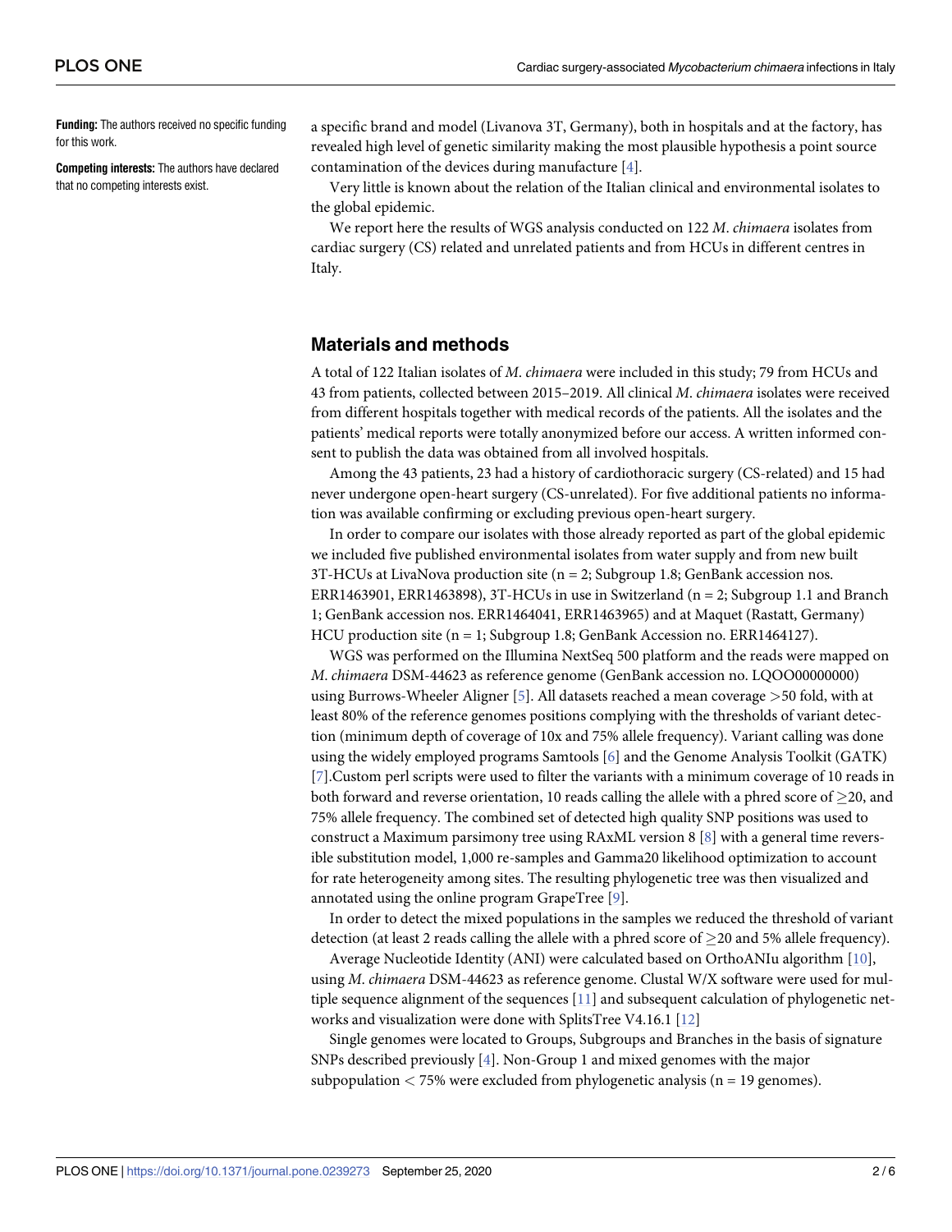**Funding:** The authors received no specific funding for this work.

**Competing interests:** The authors have declared that no competing interests exist.

a specific brand and model (Livanova 3T, Germany), both in hospitals and at the factory, has revealed high level of genetic similarity making the most plausible hypothesis a point source contamination of the devices during manufacture [4].

Very little is known about the relation of the Italian clinical and environmental isolates to the global epidemic.

We report here the results of WGS analysis conducted on 122 *M*. *chimaera* isolates from cardiac surgery (CS) related and unrelated patients and from HCUs in different centres in Italy.

## Materials and methods

A total of 122 Italian isolates of *M*. *chimaera* were included in this study; 79 from HCUs and 43 from patients, collected between 2015–2019. All clinical *M*. *chimaera* isolates were received from different hospitals together with medical records of the patients. All the isolates and the patients' medical reports were totally anonymized before our access. A written informed consent to publish the data was obtained from all involved hospitals.

Among the 43 patients, 23 had a history of cardiothoracic surgery (CS-related) and 15 had never undergone open-heart surgery (CS-unrelated). For five additional patients no information was available confirming or excluding previous open-heart surgery.

In order to compare our isolates with those already reported as part of the global epidemic we included five published environmental isolates from water supply and from new built 3T-HCUs at LivaNova production site (n = 2; Subgroup 1.8; GenBank accession nos. ERR1463901, ERR1463898), 3T-HCUs in use in Switzerland (n = 2; Subgroup 1.1 and Branch 1; GenBank accession nos. ERR1464041, ERR1463965) and at Maquet (Rastatt, Germany) HCU production site (n = 1; Subgroup 1.8; GenBank Accession no. ERR1464127).

WGS was performed on the Illumina NextSeq 500 platform and the reads were mapped on *M*. *chimaera* DSM-44623 as reference genome (GenBank accession no. LQOO00000000) using Burrows-Wheeler Aligner [5]. All datasets reached a mean coverage >50 fold, with at least 80% of the reference genomes positions complying with the thresholds of variant detection (minimum depth of coverage of 10x and 75% allele frequency). Variant calling was done using the widely employed programs Samtools [6] and the Genome Analysis Toolkit (GATK) [7].Custom perl scripts were used to filter the variants with a minimum coverage of 10 reads in both forward and reverse orientation, 10 reads calling the allele with a phred score of $\geq$20, and 75% allele frequency. The combined set of detected high quality SNP positions was used to construct a Maximum parsimony tree using RAxML version 8 [8] with a general time reversible substitution model, 1,000 re-samples and Gamma20 likelihood optimization to account for rate heterogeneity among sites. The resulting phylogenetic tree was then visualized and annotated using the online program GrapeTree [9].

In order to detect the mixed populations in the samples we reduced the threshold of variant detection (at least 2 reads calling the allele with a phred score of $\geq$20 and 5% allele frequency).

Average Nucleotide Identity (ANI) were calculated based on OrthoANIu algorithm [10], using *M*. *chimaera* DSM-44623 as reference genome. Clustal W/X software were used for multiple sequence alignment of the sequences [11] and subsequent calculation of phylogenetic networks and visualization were done with SplitsTree V4.16.1 [12]

Single genomes were located to Groups, Subgroups and Branches in the basis of signature SNPs described previously [4]. Non-Group 1 and mixed genomes with the major subpopulation < 75% were excluded from phylogenetic analysis (n = 19 genomes).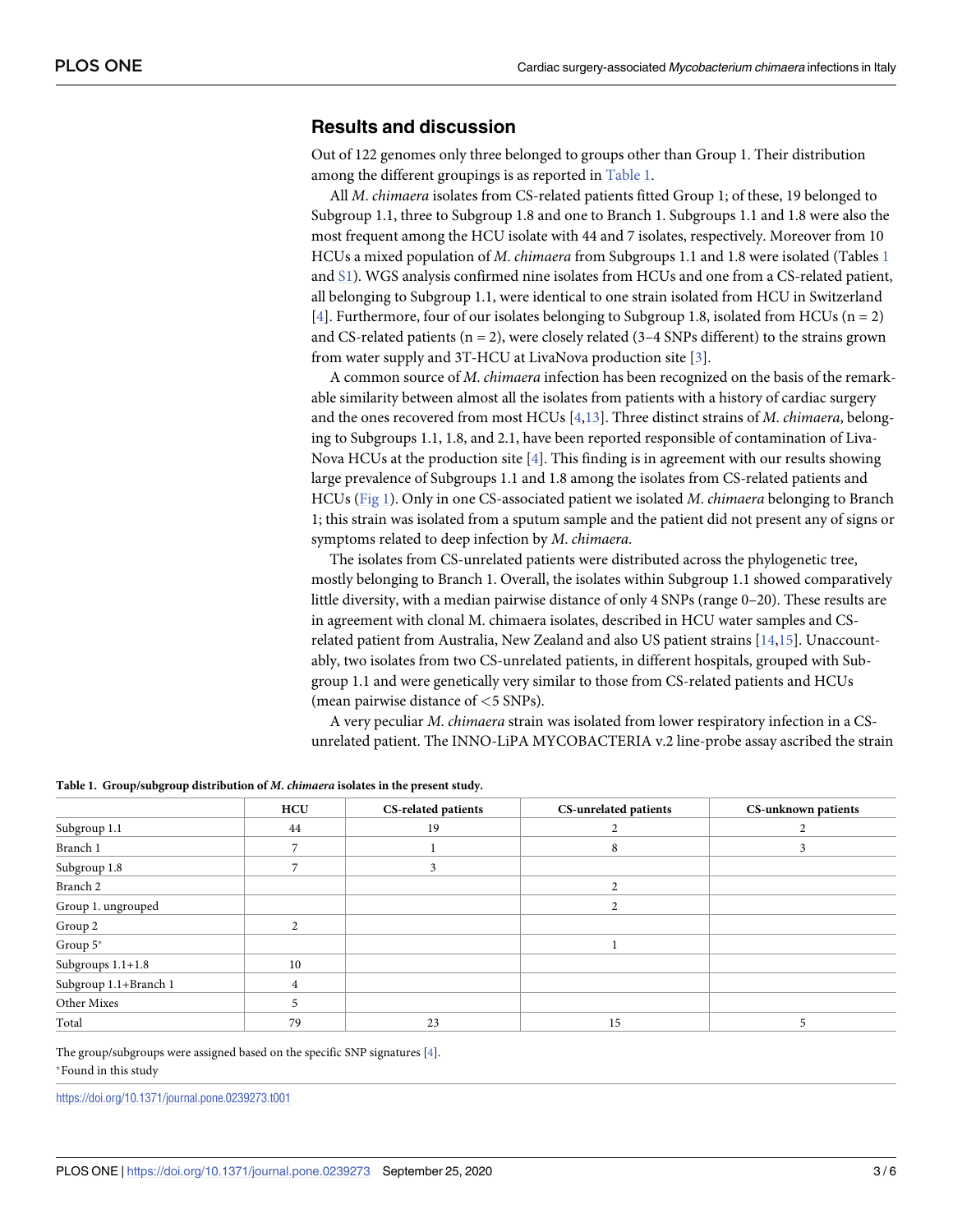## Results and discussion

Out of 122 genomes only three belonged to groups other than Group 1. Their distribution among the different groupings is as reported in Table 1.

All *M. chimaera* isolates from CS-related patients fitted Group 1; of these, 19 belonged to Subgroup 1.1, three to Subgroup 1.8 and one to Branch 1. Subgroups 1.1 and 1.8 were also the most frequent among the HCU isolate with 44 and 7 isolates, respectively. Moreover from 10 HCUs a mixed population of *M. chimaera* from Subgroups 1.1 and 1.8 were isolated (Tables 1 and S1). WGS analysis confirmed nine isolates from HCUs and one from a CS-related patient, all belonging to Subgroup 1.1, were identical to one strain isolated from HCU in Switzerland [4]. Furthermore, four of our isolates belonging to Subgroup 1.8, isolated from HCUs (n = 2) and CS-related patients (n = 2), were closely related (3–4 SNPs different) to the strains grown from water supply and 3T-HCU at LivaNova production site [3].

A common source of *M. chimaera* infection has been recognized on the basis of the remarkable similarity between almost all the isolates from patients with a history of cardiac surgery and the ones recovered from most HCUs [4,13]. Three distinct strains of *M. chimaera*, belonging to Subgroups 1.1, 1.8, and 2.1, have been reported responsible of contamination of LivaNova HCUs at the production site [4]. This finding is in agreement with our results showing large prevalence of Subgroups 1.1 and 1.8 among the isolates from CS-related patients and HCUs (Fig 1). Only in one CS-associated patient we isolated *M. chimaera* belonging to Branch 1; this strain was isolated from a sputum sample and the patient did not present any of signs or symptoms related to deep infection by *M. chimaera*.

The isolates from CS-unrelated patients were distributed across the phylogenetic tree, mostly belonging to Branch 1. Overall, the isolates within Subgroup 1.1 showed comparatively little diversity, with a median pairwise distance of only 4 SNPs (range 0–20). These results are in agreement with clonal M. chimaera isolates, described in HCU water samples and CS-related patient from Australia, New Zealand and also US patient strains [14,15]. Unaccountably, two isolates from two CS-unrelated patients, in different hospitals, grouped with Subgroup 1.1 and were genetically very similar to those from CS-related patients and HCUs (mean pairwise distance of <5 SNPs).

A very peculiar *M. chimaera* strain was isolated from lower respiratory infection in a CS-unrelated patient. The INNO-LiPA MYCOBACTERIA v.2 line-probe assay ascribed the strain

**Table 1. Group/subgroup distribution of *M. chimaera* isolates in the present study.**

| | HCU | CS-related patients | CS-unrelated patients | CS-unknown patients |
|---|---|---|---|---|
| Subgroup 1.1 | 44 | 19 | 2 | 2 |
| Branch 1 | 7 | 1 | 8 | 3 |
| Subgroup 1.8 | 7 | 3 | | |
| Branch 2 | | | 2 | |
| Group 1. ungrouped | | | 2 | |
| Group 2 | 2 | | | |
| Group 5* | | | 1 | |
| Subgroups 1.1+1.8 | 10 | | | |
| Subgroup 1.1+Branch 1 | 4 | | | |
| Other Mixes | 5 | | | |
| Total | 79 | 23 | 15 | 5 |

The group/subgroups were assigned based on the specific SNP signatures [4].

*Found in this study

https://doi.org/10.1371/journal.pone.0239273.t001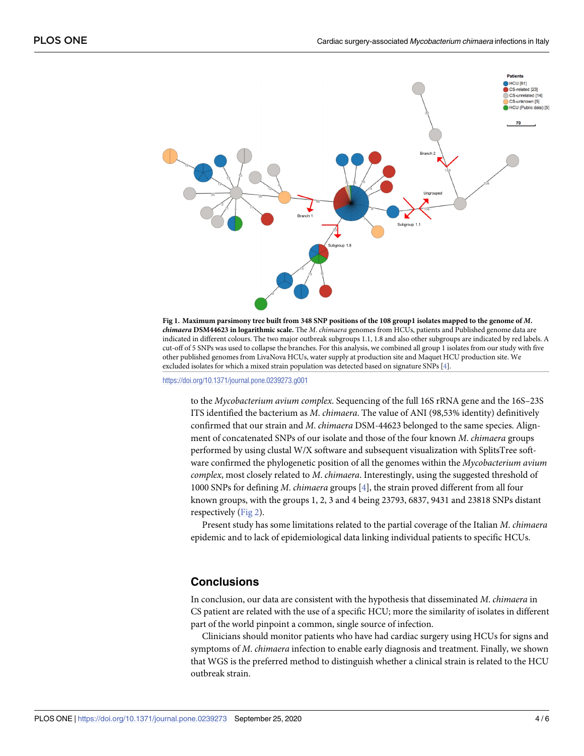**Fig 1. Maximum parsimony tree built from 348 SNP positions of the 108 group1 isolates mapped to the genome of *M. chimaera* DSM44623 in logarithmic scale.** The *M. chimaera* genomes from HCUs, patients and Published genome data are indicated in different colours. The two major outbreak subgroups 1.1, 1.8 and also other subgroups are indicated by red labels. A cut-off of 5 SNPs was used to collapse the branches. For this analysis, we combined all group 1 isolates from our study with five other published genomes from LivaNova HCUs, water supply at production site and Maquet HCU production site. We excluded isolates for which a mixed strain population was detected based on signature SNPs [4].

https://doi.org/10.1371/journal.pone.0239273.g001

to the *Mycobacterium avium complex*. Sequencing of the full 16S rRNA gene and the 16S–23S ITS identified the bacterium as *M. chimaera*. The value of ANI (98,53% identity) definitively confirmed that our strain and *M. chimaera* DSM-44623 belonged to the same species. Alignment of concatenated SNPs of our isolate and those of the four known *M. chimaera* groups performed by using clustal W/X software and subsequent visualization with SplitsTree software confirmed the phylogenetic position of all the genomes within the *Mycobacterium avium complex*, most closely related to *M. chimaera*. Interestingly, using the suggested threshold of 1000 SNPs for defining *M. chimaera* groups [4], the strain proved different from all four known groups, with the groups 1, 2, 3 and 4 being 23793, 6837, 9431 and 23818 SNPs distant respectively (Fig 2).

Present study has some limitations related to the partial coverage of the Italian *M. chimaera* epidemic and to lack of epidemiological data linking individual patients to specific HCUs.

## Conclusions

In conclusion, our data are consistent with the hypothesis that disseminated *M. chimaera* in CS patient are related with the use of a specific HCU; more the similarity of isolates in different part of the world pinpoint a common, single source of infection.

Clinicians should monitor patients who have had cardiac surgery using HCUs for signs and symptoms of *M. chimaera* infection to enable early diagnosis and treatment. Finally, we shown that WGS is the preferred method to distinguish whether a clinical strain is related to the HCU outbreak strain.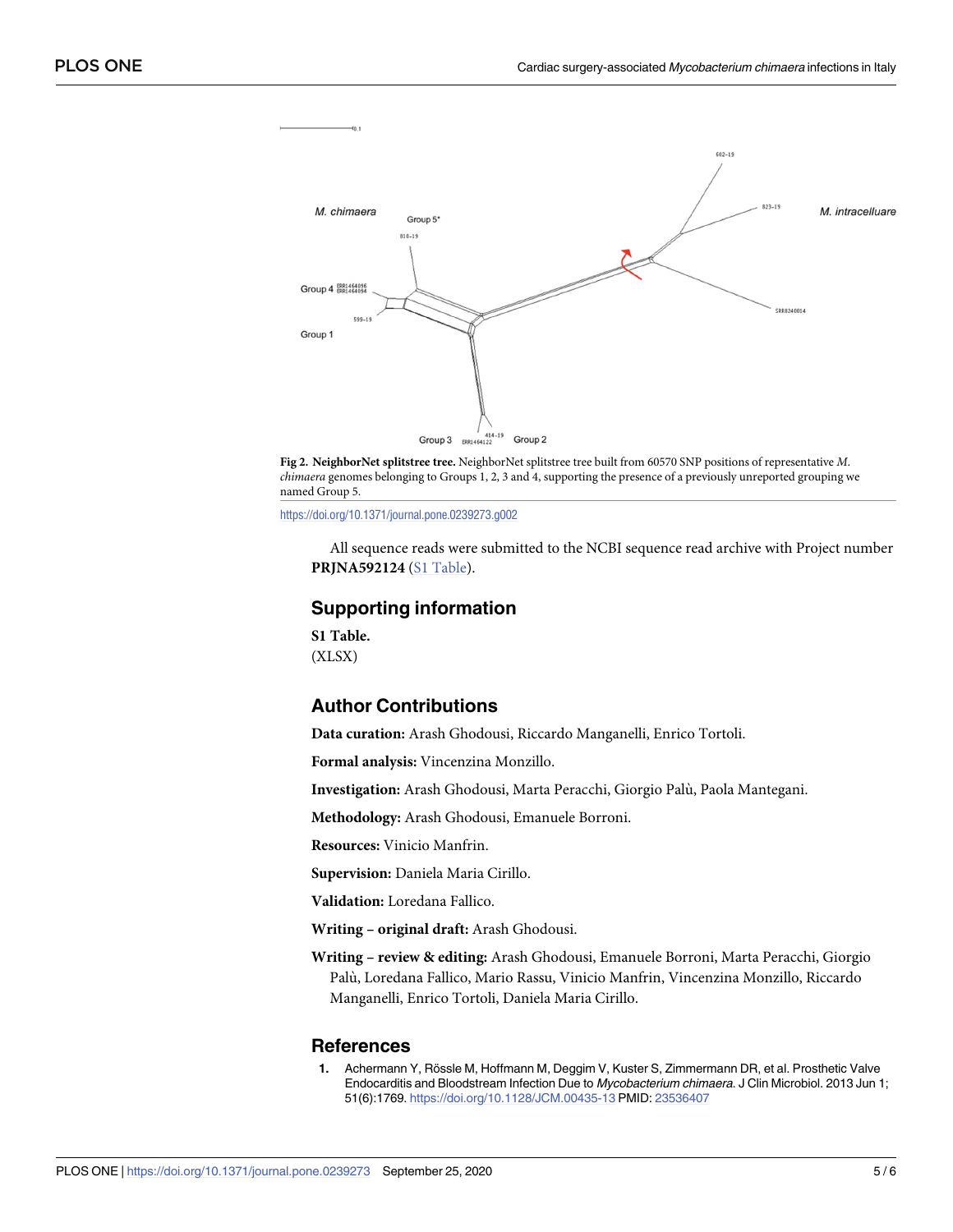**Fig 2. NeighborNet splitstree tree.** NeighborNet splitstree tree built from 60570 SNP positions of representative *M. chimaera* genomes belonging to Groups 1, 2, 3 and 4, supporting the presence of a previously unreported grouping we named Group 5.

https://doi.org/10.1371/journal.pone.0239273.g002

All sequence reads were submitted to the NCBI sequence read archive with Project number **PRJNA592124** (S1 Table).

## Supporting information

**S1 Table.**
(XLSX)

## Author Contributions

**Data curation:** Arash Ghodousi, Riccardo Manganelli, Enrico Tortoli.

**Formal analysis:** Vincenzina Monzillo.

**Investigation:** Arash Ghodousi, Marta Peracchi, Giorgio Palù, Paola Mantegani.

**Methodology:** Arash Ghodousi, Emanuele Borroni.

**Resources:** Vinicio Manfrin.

**Supervision:** Daniela Maria Cirillo.

**Validation:** Loredana Fallico.

**Writing – original draft:** Arash Ghodousi.

**Writing – review & editing:** Arash Ghodousi, Emanuele Borroni, Marta Peracchi, Giorgio Palù, Loredana Fallico, Mario Rassu, Vinicio Manfrin, Vincenzina Monzillo, Riccardo Manganelli, Enrico Tortoli, Daniela Maria Cirillo.

## References

1. Achermann Y, Rössle M, Hoffmann M, Deggim V, Kuster S, Zimmermann DR, et al. Prosthetic Valve Endocarditis and Bloodstream Infection Due to *Mycobacterium chimaera*. J Clin Microbiol. 2013 Jun 1; 51(6):1769. https://doi.org/10.1128/JCM.00435-13 PMID: 23536407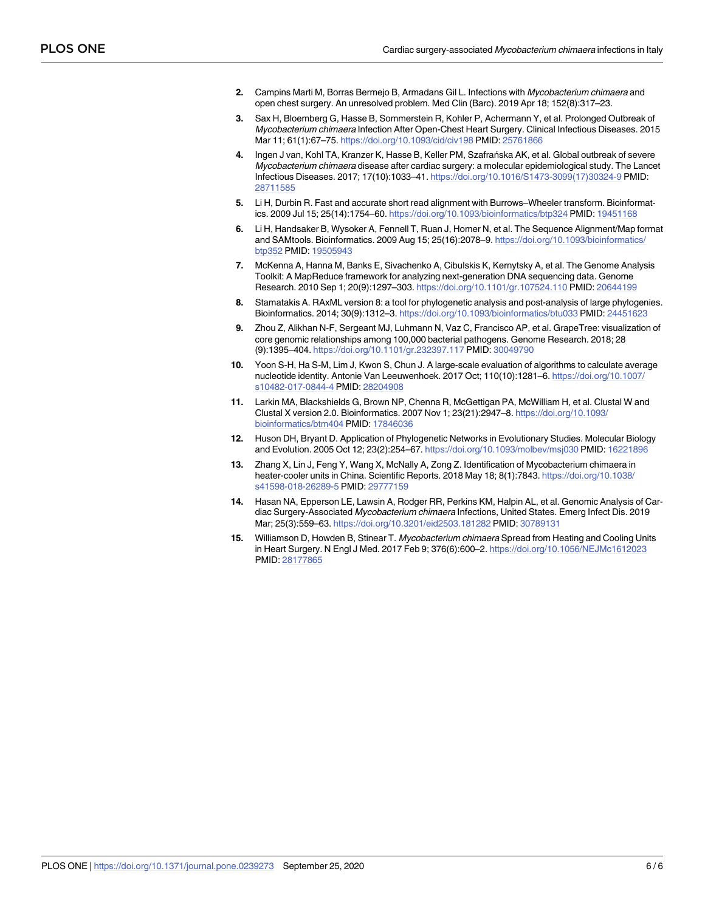2. Campins Marti M, Borras Bermejo B, Armadans Gil L. Infections with *Mycobacterium chimaera* and open chest surgery. An unresolved problem. Med Clin (Barc). 2019 Apr 18; 152(8):317–23.
3. Sax H, Bloemberg G, Hasse B, Sommerstein R, Kohler P, Achermann Y, et al. Prolonged Outbreak of *Mycobacterium chimaera* Infection After Open-Chest Heart Surgery. Clinical Infectious Diseases. 2015 Mar 11; 61(1):67–75. https://doi.org/10.1093/cid/civ198 PMID: 25761866
4. Ingen J van, Kohl TA, Kranzer K, Hasse B, Keller PM, Szafrańska AK, et al. Global outbreak of severe *Mycobacterium chimaera* disease after cardiac surgery: a molecular epidemiological study. The Lancet Infectious Diseases. 2017; 17(10):1033–41. https://doi.org/10.1016/S1473-3099(17)30324-9 PMID: 28711585
5. Li H, Durbin R. Fast and accurate short read alignment with Burrows–Wheeler transform. Bioinformatics. 2009 Jul 15; 25(14):1754–60. https://doi.org/10.1093/bioinformatics/btp324 PMID: 19451168
6. Li H, Handsaker B, Wysoker A, Fennell T, Ruan J, Homer N, et al. The Sequence Alignment/Map format and SAMtools. Bioinformatics. 2009 Aug 15; 25(16):2078–9. https://doi.org/10.1093/bioinformatics/btp352 PMID: 19505943
7. McKenna A, Hanna M, Banks E, Sivachenko A, Cibulskis K, Kernytsky A, et al. The Genome Analysis Toolkit: A MapReduce framework for analyzing next-generation DNA sequencing data. Genome Research. 2010 Sep 1; 20(9):1297–303. https://doi.org/10.1101/gr.107524.110 PMID: 20644199
8. Stamatakis A. RAxML version 8: a tool for phylogenetic analysis and post-analysis of large phylogenies. Bioinformatics. 2014; 30(9):1312–3. https://doi.org/10.1093/bioinformatics/btu033 PMID: 24451623
9. Zhou Z, Alikhan N-F, Sergeant MJ, Luhmann N, Vaz C, Francisco AP, et al. GrapeTree: visualization of core genomic relationships among 100,000 bacterial pathogens. Genome Research. 2018; 28 (9):1395–404. https://doi.org/10.1101/gr.232397.117 PMID: 30049790
10. Yoon S-H, Ha S-M, Lim J, Kwon S, Chun J. A large-scale evaluation of algorithms to calculate average nucleotide identity. Antonie Van Leeuwenhoek. 2017 Oct; 110(10):1281–6. https://doi.org/10.1007/s10482-017-0844-4 PMID: 28204908
11. Larkin MA, Blackshields G, Brown NP, Chenna R, McGettigan PA, McWilliam H, et al. Clustal W and Clustal X version 2.0. Bioinformatics. 2007 Nov 1; 23(21):2947–8. https://doi.org/10.1093/bioinformatics/btm404 PMID: 17846036
12. Huson DH, Bryant D. Application of Phylogenetic Networks in Evolutionary Studies. Molecular Biology and Evolution. 2005 Oct 12; 23(2):254–67. https://doi.org/10.1093/molbev/msj030 PMID: 16221896
13. Zhang X, Lin J, Feng Y, Wang X, McNally A, Zong Z. Identification of Mycobacterium chimaera in heater-cooler units in China. Scientific Reports. 2018 May 18; 8(1):7843. https://doi.org/10.1038/s41598-018-26289-5 PMID: 29777159
14. Hasan NA, Epperson LE, Lawsin A, Rodger RR, Perkins KM, Halpin AL, et al. Genomic Analysis of Cardiac Surgery-Associated *Mycobacterium chimaera* Infections, United States. Emerg Infect Dis. 2019 Mar; 25(3):559–63. https://doi.org/10.3201/eid2503.181282 PMID: 30789131
15. Williamson D, Howden B, Stinear T. *Mycobacterium chimaera* Spread from Heating and Cooling Units in Heart Surgery. N Engl J Med. 2017 Feb 9; 376(6):600–2. https://doi.org/10.1056/NEJMc1612023 PMID: 28177865